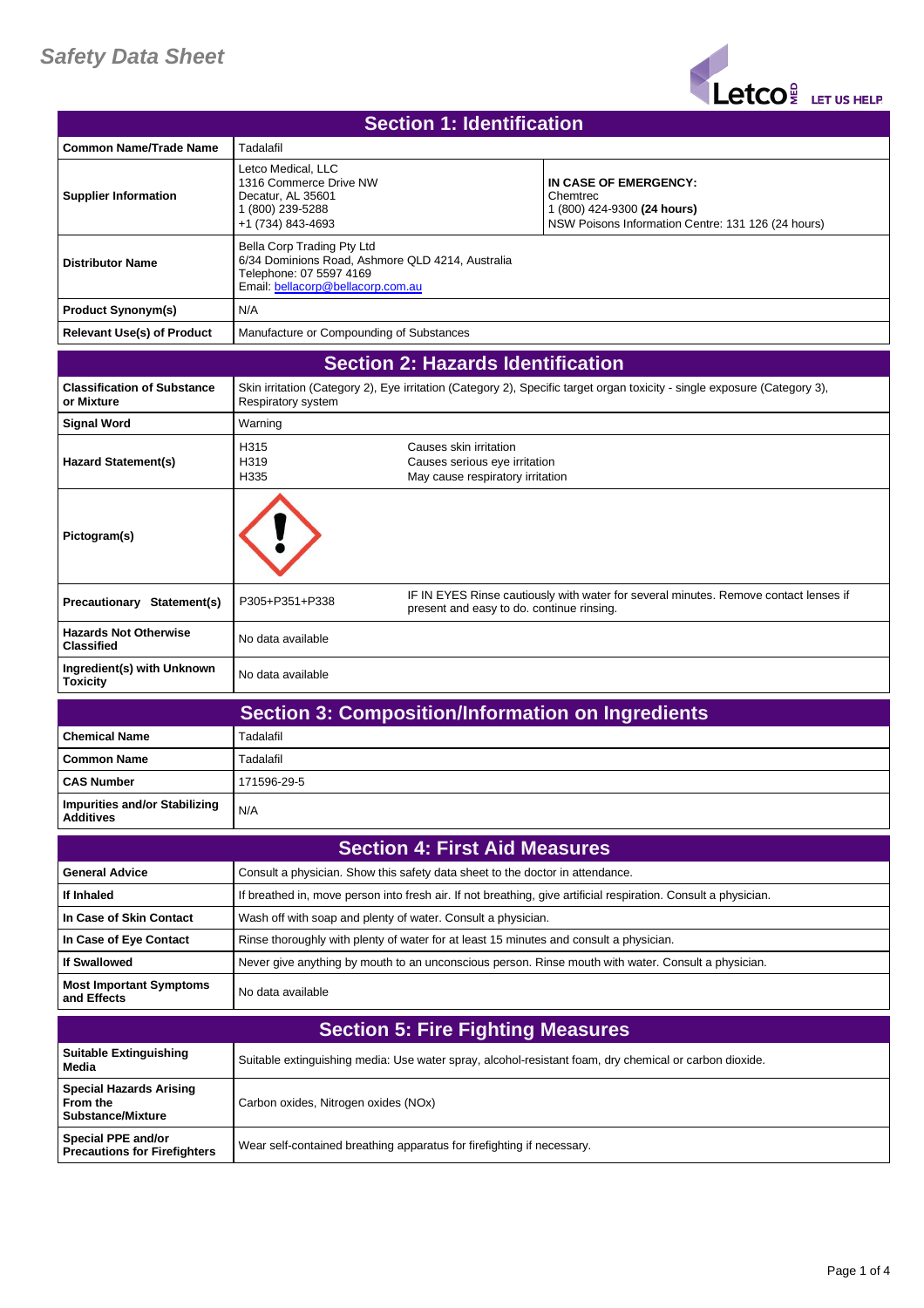# Safety Data Sheet

## Section 1: Identification

| | | |
|---|---|---|
| **Common Name/Trade Name** | Tadalafil | |
| **Supplier Information** | Letco Medical, LLC<br>1316 Commerce Drive NW<br>Decatur, AL 35601<br>1 (800) 239-5288<br>+1 (734) 843-4693 | **IN CASE OF EMERGENCY:**<br>Chemtrec<br>1 (800) 424-9300 **(24 hours)**<br>NSW Poisons Information Centre: 131 126 (24 hours) |
| **Distributor Name** | Bella Corp Trading Pty Ltd<br>6/34 Dominions Road, Ashmore QLD 4214, Australia<br>Telephone: 07 5597 4169<br>Email: bellacorp@bellacorp.com.au | |
| **Product Synonym(s)** | N/A | |
| **Relevant Use(s) of Product** | Manufacture or Compounding of Substances | |

## Section 2: Hazards Identification

| | | |
|---|---|---|
| **Classification of Substance or Mixture** | Skin irritation (Category 2), Eye irritation (Category 2), Specific target organ toxicity - single exposure (Category 3), Respiratory system | |
| **Signal Word** | Warning | |
| **Hazard Statement(s)** | H315<br>H319<br>H335 | Causes skin irritation<br>Causes serious eye irritation<br>May cause respiratory irritation |
| **Pictogram(s)** | | |
| **Precautionary Statement(s)** | P305+P351+P338 | IF IN EYES Rinse cautiously with water for several minutes. Remove contact lenses if present and easy to do. continue rinsing. |
| **Hazards Not Otherwise Classified** | No data available | |
| **Ingredient(s) with Unknown Toxicity** | No data available | |

## Section 3: Composition/Information on Ingredients

| | |
|---|---|
| **Chemical Name** | Tadalafil |
| **Common Name** | Tadalafil |
| **CAS Number** | 171596-29-5 |
| **Impurities and/or Stabilizing Additives** | N/A |

## Section 4: First Aid Measures

| | |
|---|---|
| **General Advice** | Consult a physician. Show this safety data sheet to the doctor in attendance. |
| **If Inhaled** | If breathed in, move person into fresh air. If not breathing, give artificial respiration. Consult a physician. |
| **In Case of Skin Contact** | Wash off with soap and plenty of water. Consult a physician. |
| **In Case of Eye Contact** | Rinse thoroughly with plenty of water for at least 15 minutes and consult a physician. |
| **If Swallowed** | Never give anything by mouth to an unconscious person. Rinse mouth with water. Consult a physician. |
| **Most Important Symptoms and Effects** | No data available |

## Section 5: Fire Fighting Measures

| | |
|---|---|
| **Suitable Extinguishing Media** | Suitable extinguishing media: Use water spray, alcohol-resistant foam, dry chemical or carbon dioxide. |
| **Special Hazards Arising From the Substance/Mixture** | Carbon oxides, Nitrogen oxides (NOx) |
| **Special PPE and/or Precautions for Firefighters** | Wear self-contained breathing apparatus for firefighting if necessary. |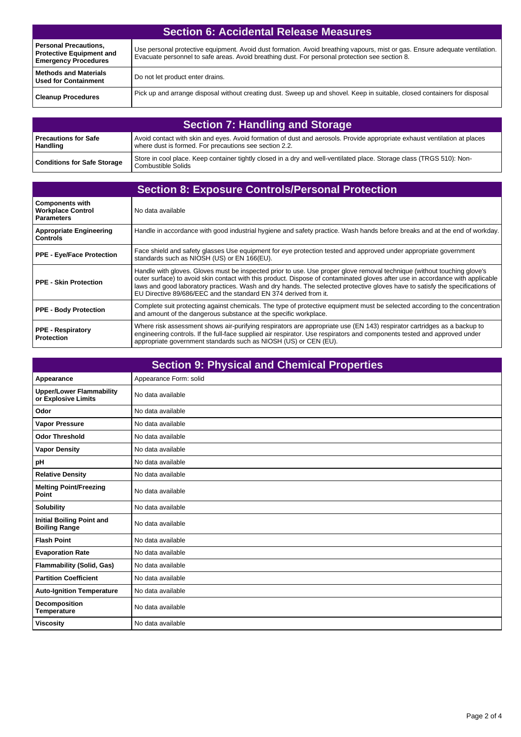## Section 6: Accidental Release Measures

| | |
|---|---|
| **Personal Precautions, Protective Equipment and Emergency Procedures** | Use personal protective equipment. Avoid dust formation. Avoid breathing vapours, mist or gas. Ensure adequate ventilation. Evacuate personnel to safe areas. Avoid breathing dust. For personal protection see section 8. |
| **Methods and Materials Used for Containment** | Do not let product enter drains. |
| **Cleanup Procedures** | Pick up and arrange disposal without creating dust. Sweep up and shovel. Keep in suitable, closed containers for disposal |

## Section 7: Handling and Storage

| | |
|---|---|
| **Precautions for Safe Handling** | Avoid contact with skin and eyes. Avoid formation of dust and aerosols. Provide appropriate exhaust ventilation at places where dust is formed. For precautions see section 2.2. |
| **Conditions for Safe Storage** | Store in cool place. Keep container tightly closed in a dry and well-ventilated place. Storage class (TRGS 510): Non-Combustible Solids |

## Section 8: Exposure Controls/Personal Protection

| | |
|---|---|
| **Components with Workplace Control Parameters** | No data available |
| **Appropriate Engineering Controls** | Handle in accordance with good industrial hygiene and safety practice. Wash hands before breaks and at the end of workday. |
| **PPE - Eye/Face Protection** | Face shield and safety glasses Use equipment for eye protection tested and approved under appropriate government standards such as NIOSH (US) or EN 166(EU). |
| **PPE - Skin Protection** | Handle with gloves. Gloves must be inspected prior to use. Use proper glove removal technique (without touching glove's outer surface) to avoid skin contact with this product. Dispose of contaminated gloves after use in accordance with applicable laws and good laboratory practices. Wash and dry hands. The selected protective gloves have to satisfy the specifications of EU Directive 89/686/EEC and the standard EN 374 derived from it. |
| **PPE - Body Protection** | Complete suit protecting against chemicals. The type of protective equipment must be selected according to the concentration and amount of the dangerous substance at the specific workplace. |
| **PPE - Respiratory Protection** | Where risk assessment shows air-purifying respirators are appropriate use (EN 143) respirator cartridges as a backup to engineering controls. If the full-face supplied air respirator. Use respirators and components tested and approved under appropriate government standards such as NIOSH (US) or CEN (EU). |

## Section 9: Physical and Chemical Properties

| | |
|---|---|
| **Appearance** | Appearance Form: solid |
| **Upper/Lower Flammability or Explosive Limits** | No data available |
| **Odor** | No data available |
| **Vapor Pressure** | No data available |
| **Odor Threshold** | No data available |
| **Vapor Density** | No data available |
| **pH** | No data available |
| **Relative Density** | No data available |
| **Melting Point/Freezing Point** | No data available |
| **Solubility** | No data available |
| **Initial Boiling Point and Boiling Range** | No data available |
| **Flash Point** | No data available |
| **Evaporation Rate** | No data available |
| **Flammability (Solid, Gas)** | No data available |
| **Partition Coefficient** | No data available |
| **Auto-Ignition Temperature** | No data available |
| **Decomposition Temperature** | No data available |
| **Viscosity** | No data available |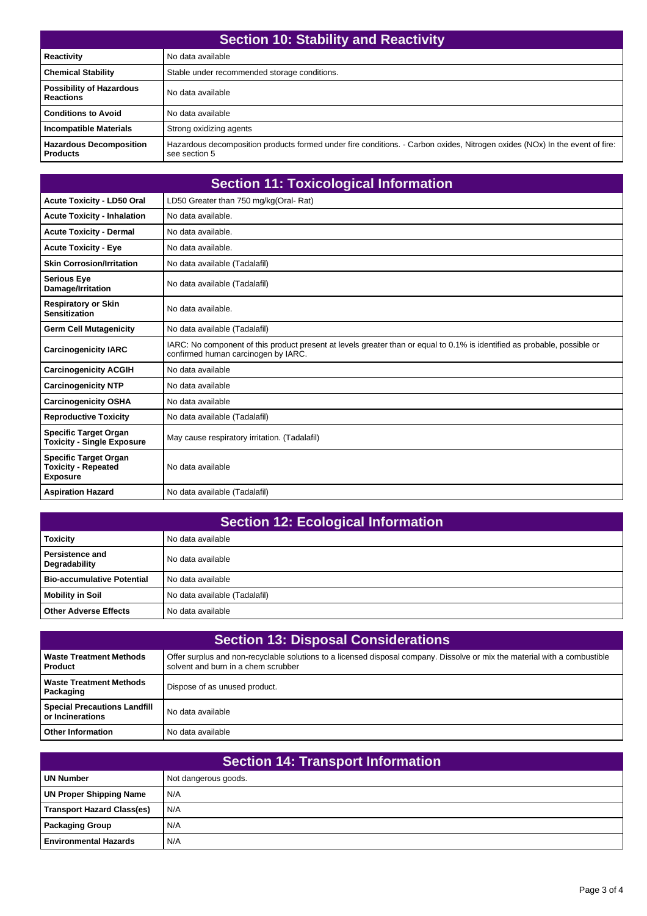## Section 10: Stability and Reactivity

| | |
|---|---|
| **Reactivity** | No data available |
| **Chemical Stability** | Stable under recommended storage conditions. |
| **Possibility of Hazardous Reactions** | No data available |
| **Conditions to Avoid** | No data available |
| **Incompatible Materials** | Strong oxidizing agents |
| **Hazardous Decomposition Products** | Hazardous decomposition products formed under fire conditions. - Carbon oxides, Nitrogen oxides (NOx) In the event of fire: see section 5 |

## Section 11: Toxicological Information

| | |
|---|---|
| **Acute Toxicity - LD50 Oral** | LD50 Greater than 750 mg/kg(Oral- Rat) |
| **Acute Toxicity - Inhalation** | No data available. |
| **Acute Toxicity - Dermal** | No data available. |
| **Acute Toxicity - Eye** | No data available. |
| **Skin Corrosion/Irritation** | No data available (Tadalafil) |
| **Serious Eye Damage/Irritation** | No data available (Tadalafil) |
| **Respiratory or Skin Sensitization** | No data available. |
| **Germ Cell Mutagenicity** | No data available (Tadalafil) |
| **Carcinogenicity IARC** | IARC: No component of this product present at levels greater than or equal to 0.1% is identified as probable, possible or confirmed human carcinogen by IARC. |
| **Carcinogenicity ACGIH** | No data available |
| **Carcinogenicity NTP** | No data available |
| **Carcinogenicity OSHA** | No data available |
| **Reproductive Toxicity** | No data available (Tadalafil) |
| **Specific Target Organ Toxicity - Single Exposure** | May cause respiratory irritation. (Tadalafil) |
| **Specific Target Organ Toxicity - Repeated Exposure** | No data available |
| **Aspiration Hazard** | No data available (Tadalafil) |

## Section 12: Ecological Information

| | |
|---|---|
| **Toxicity** | No data available |
| **Persistence and Degradability** | No data available |
| **Bio-accumulative Potential** | No data available |
| **Mobility in Soil** | No data available (Tadalafil) |
| **Other Adverse Effects** | No data available |

## Section 13: Disposal Considerations

| | |
|---|---|
| **Waste Treatment Methods Product** | Offer surplus and non-recyclable solutions to a licensed disposal company. Dissolve or mix the material with a combustible solvent and burn in a chem scrubber |
| **Waste Treatment Methods Packaging** | Dispose of as unused product. |
| **Special Precautions Landfill or Incinerations** | No data available |
| **Other Information** | No data available |

## Section 14: Transport Information

| | |
|---|---|
| **UN Number** | Not dangerous goods. |
| **UN Proper Shipping Name** | N/A |
| **Transport Hazard Class(es)** | N/A |
| **Packaging Group** | N/A |
| **Environmental Hazards** | N/A |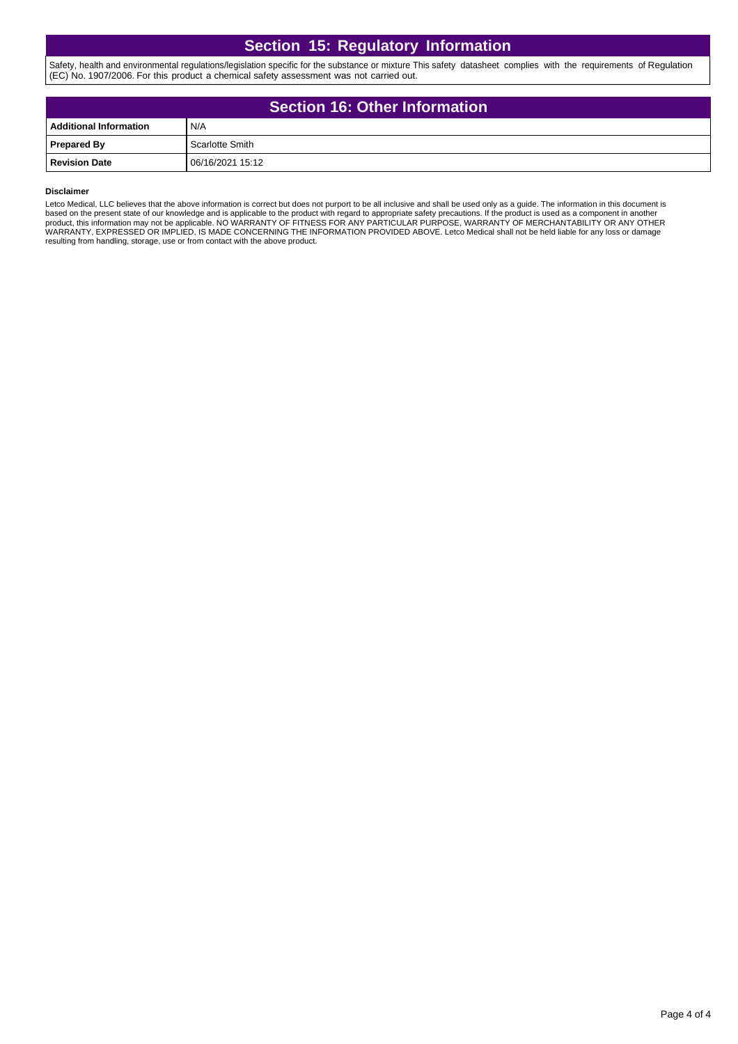## Section 15: Regulatory Information

Safety, health and environmental regulations/legislation specific for the substance or mixture This safety datasheet complies with the requirements of Regulation (EC) No. 1907/2006. For this product a chemical safety assessment was not carried out.

## Section 16: Other Information

| | |
|---|---|
| **Additional Information** | N/A |
| **Prepared By** | Scarlotte Smith |
| **Revision Date** | 06/16/2021 15:12 |

**Disclaimer**

Letco Medical, LLC believes that the above information is correct but does not purport to be all inclusive and shall be used only as a guide. The information in this document is based on the present state of our knowledge and is applicable to the product with regard to appropriate safety precautions. If the product is used as a component in another product, this information may not be applicable. NO WARRANTY OF FITNESS FOR ANY PARTICULAR PURPOSE, WARRANTY OF MERCHANTABILITY OR ANY OTHER WARRANTY, EXPRESSED OR IMPLIED, IS MADE CONCERNING THE INFORMATION PROVIDED ABOVE. Letco Medical shall not be held liable for any loss or damage resulting from handling, storage, use or from contact with the above product.